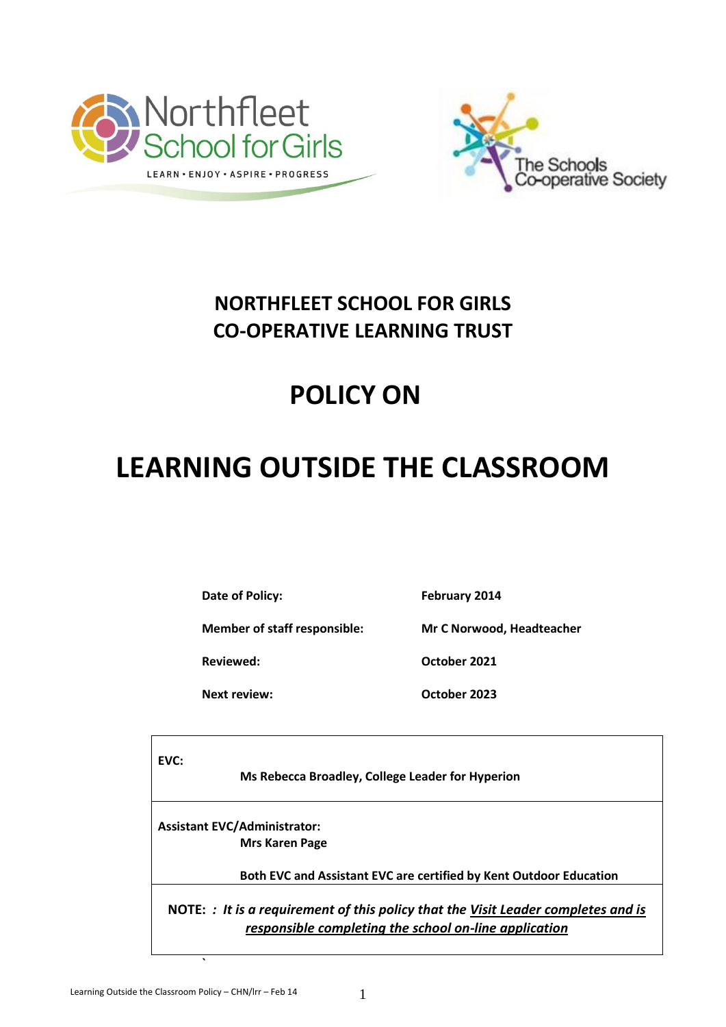Northfleet School for Girls

LEARN • ENJOY • ASPIRE • PROGRESS

The Schools Co-operative Society

# NORTHFLEET SCHOOL FOR GIRLS
# CO-OPERATIVE LEARNING TRUST

# POLICY ON

# LEARNING OUTSIDE THE CLASSROOM

| | |
|---|---|
| **Date of Policy:** | **February 2014** |
| **Member of staff responsible:** | **Mr C Norwood, Headteacher** |
| **Reviewed:** | **October 2021** |
| **Next review:** | **October 2023** |

| |
|---|
| **EVC:** **Ms Rebecca Broadley, College Leader for Hyperion** |
| **Assistant EVC/Administrator:** **Mrs Karen Page** **Both EVC and Assistant EVC are certified by Kent Outdoor Education** |
| **NOTE: :** ***It is a requirement of this policy that the <u>Visit Leader completes and is responsible completing the school on-line application</u>*** |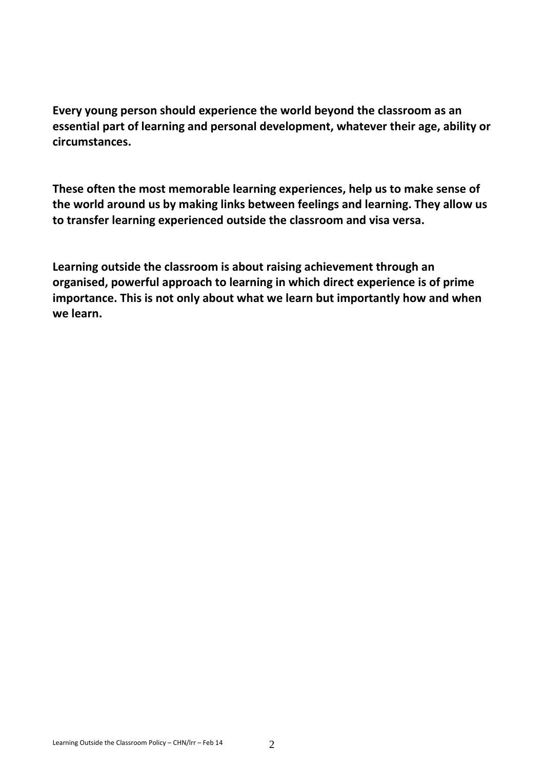**Every young person should experience the world beyond the classroom as an essential part of learning and personal development, whatever their age, ability or circumstances.**

**These often the most memorable learning experiences, help us to make sense of the world around us by making links between feelings and learning. They allow us to transfer learning experienced outside the classroom and visa versa.**

**Learning outside the classroom is about raising achievement through an organised, powerful approach to learning in which direct experience is of prime importance. This is not only about what we learn but importantly how and when we learn.**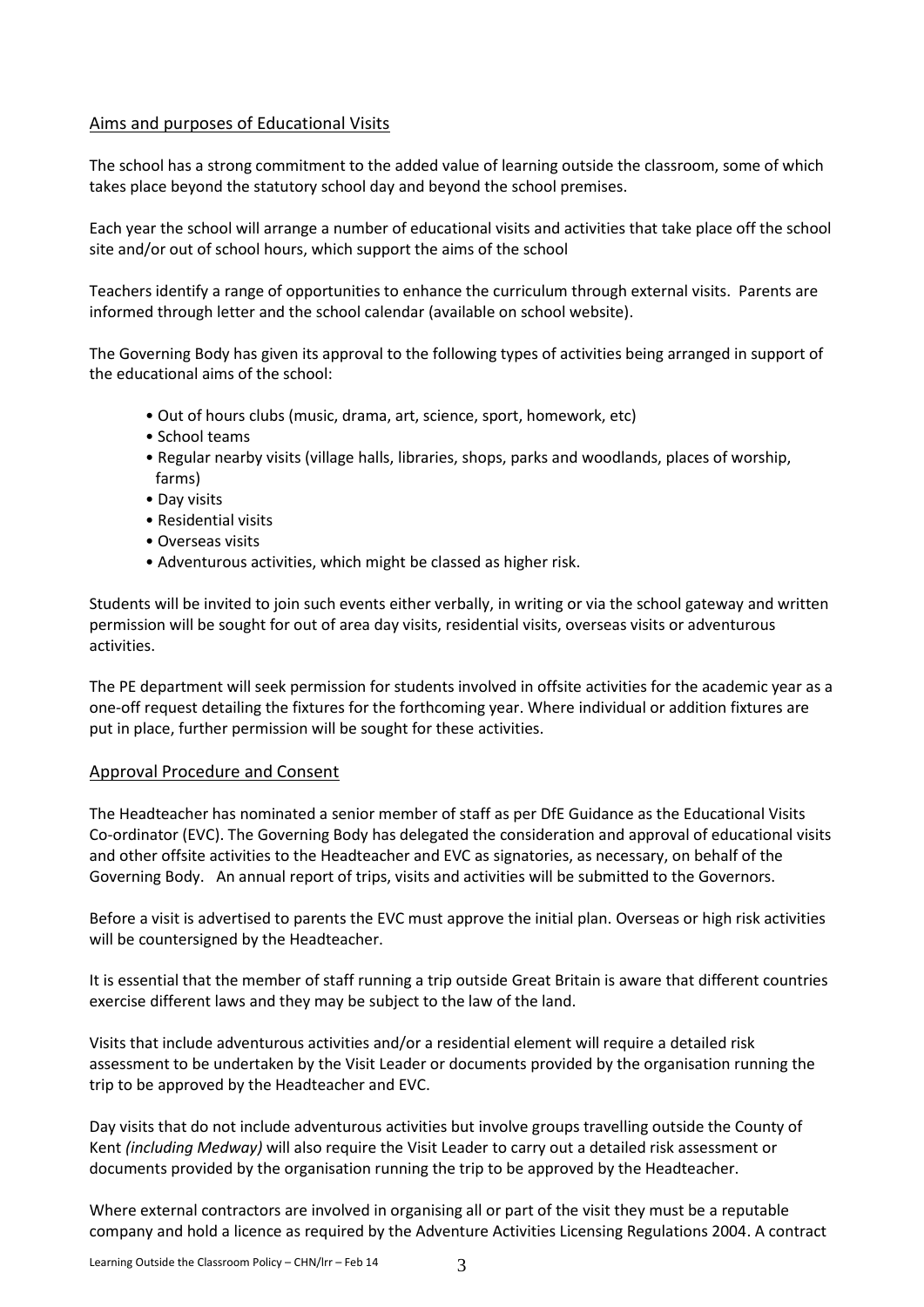## Aims and purposes of Educational Visits

The school has a strong commitment to the added value of learning outside the classroom, some of which takes place beyond the statutory school day and beyond the school premises.

Each year the school will arrange a number of educational visits and activities that take place off the school site and/or out of school hours, which support the aims of the school

Teachers identify a range of opportunities to enhance the curriculum through external visits. Parents are informed through letter and the school calendar (available on school website).

The Governing Body has given its approval to the following types of activities being arranged in support of the educational aims of the school:

- Out of hours clubs (music, drama, art, science, sport, homework, etc)
- School teams
- Regular nearby visits (village halls, libraries, shops, parks and woodlands, places of worship, farms)
- Day visits
- Residential visits
- Overseas visits
- Adventurous activities, which might be classed as higher risk.

Students will be invited to join such events either verbally, in writing or via the school gateway and written permission will be sought for out of area day visits, residential visits, overseas visits or adventurous activities.

The PE department will seek permission for students involved in offsite activities for the academic year as a one-off request detailing the fixtures for the forthcoming year. Where individual or addition fixtures are put in place, further permission will be sought for these activities.

## Approval Procedure and Consent

The Headteacher has nominated a senior member of staff as per DfE Guidance as the Educational Visits Co-ordinator (EVC). The Governing Body has delegated the consideration and approval of educational visits and other offsite activities to the Headteacher and EVC as signatories, as necessary, on behalf of the Governing Body. An annual report of trips, visits and activities will be submitted to the Governors.

Before a visit is advertised to parents the EVC must approve the initial plan. Overseas or high risk activities will be countersigned by the Headteacher.

It is essential that the member of staff running a trip outside Great Britain is aware that different countries exercise different laws and they may be subject to the law of the land.

Visits that include adventurous activities and/or a residential element will require a detailed risk assessment to be undertaken by the Visit Leader or documents provided by the organisation running the trip to be approved by the Headteacher and EVC.

Day visits that do not include adventurous activities but involve groups travelling outside the County of Kent *(including Medway)* will also require the Visit Leader to carry out a detailed risk assessment or documents provided by the organisation running the trip to be approved by the Headteacher.

Where external contractors are involved in organising all or part of the visit they must be a reputable company and hold a licence as required by the Adventure Activities Licensing Regulations 2004. A contract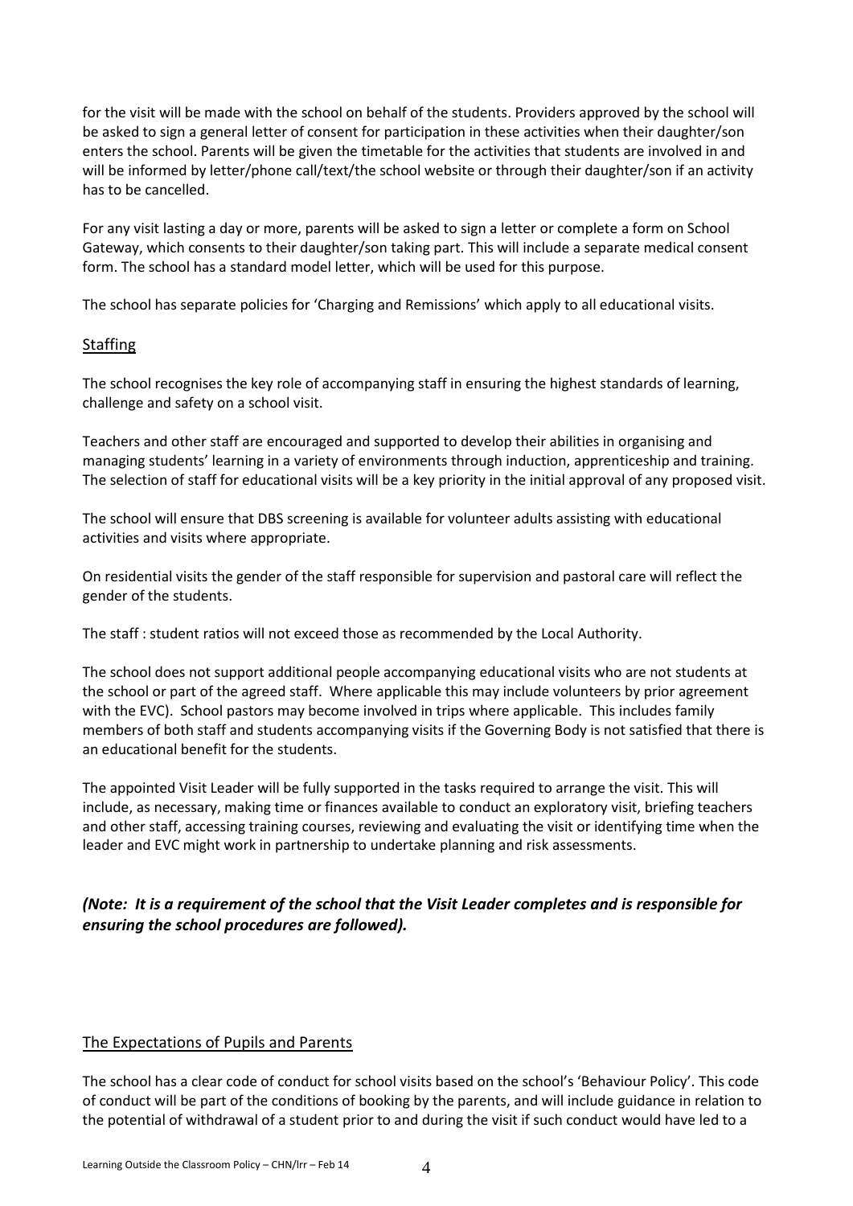for the visit will be made with the school on behalf of the students. Providers approved by the school will be asked to sign a general letter of consent for participation in these activities when their daughter/son enters the school. Parents will be given the timetable for the activities that students are involved in and will be informed by letter/phone call/text/the school website or through their daughter/son if an activity has to be cancelled.

For any visit lasting a day or more, parents will be asked to sign a letter or complete a form on School Gateway, which consents to their daughter/son taking part. This will include a separate medical consent form. The school has a standard model letter, which will be used for this purpose.

The school has separate policies for 'Charging and Remissions' which apply to all educational visits.

## Staffing

The school recognises the key role of accompanying staff in ensuring the highest standards of learning, challenge and safety on a school visit.

Teachers and other staff are encouraged and supported to develop their abilities in organising and managing students' learning in a variety of environments through induction, apprenticeship and training. The selection of staff for educational visits will be a key priority in the initial approval of any proposed visit.

The school will ensure that DBS screening is available for volunteer adults assisting with educational activities and visits where appropriate.

On residential visits the gender of the staff responsible for supervision and pastoral care will reflect the gender of the students.

The staff : student ratios will not exceed those as recommended by the Local Authority.

The school does not support additional people accompanying educational visits who are not students at the school or part of the agreed staff. Where applicable this may include volunteers by prior agreement with the EVC). School pastors may become involved in trips where applicable. This includes family members of both staff and students accompanying visits if the Governing Body is not satisfied that there is an educational benefit for the students.

The appointed Visit Leader will be fully supported in the tasks required to arrange the visit. This will include, as necessary, making time or finances available to conduct an exploratory visit, briefing teachers and other staff, accessing training courses, reviewing and evaluating the visit or identifying time when the leader and EVC might work in partnership to undertake planning and risk assessments.

***(Note: It is a requirement of the school that the Visit Leader completes and is responsible for ensuring the school procedures are followed).***

## The Expectations of Pupils and Parents

The school has a clear code of conduct for school visits based on the school's 'Behaviour Policy'. This code of conduct will be part of the conditions of booking by the parents, and will include guidance in relation to the potential of withdrawal of a student prior to and during the visit if such conduct would have led to a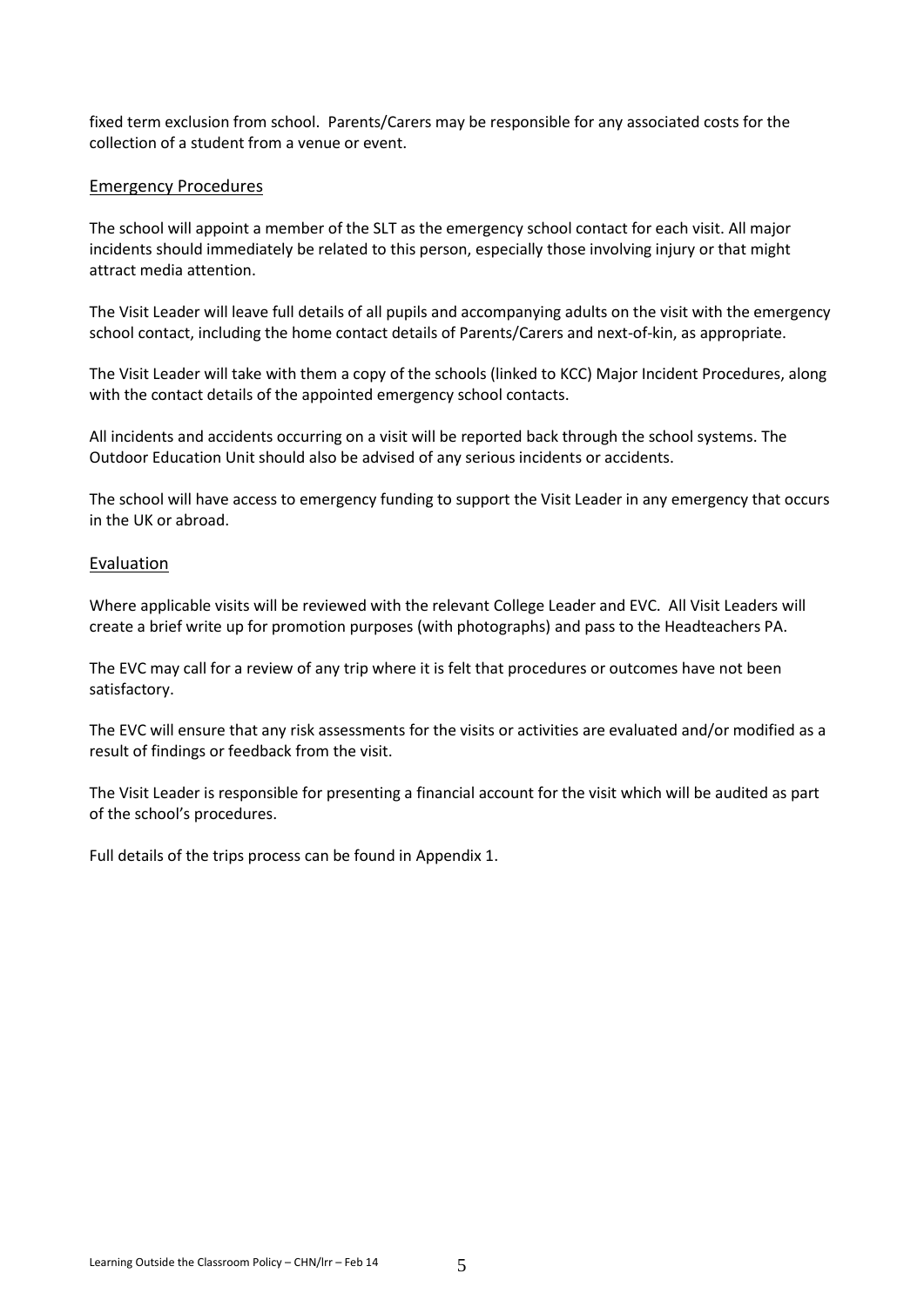fixed term exclusion from school. Parents/Carers may be responsible for any associated costs for the collection of a student from a venue or event.

## Emergency Procedures

The school will appoint a member of the SLT as the emergency school contact for each visit. All major incidents should immediately be related to this person, especially those involving injury or that might attract media attention.

The Visit Leader will leave full details of all pupils and accompanying adults on the visit with the emergency school contact, including the home contact details of Parents/Carers and next-of-kin, as appropriate.

The Visit Leader will take with them a copy of the schools (linked to KCC) Major Incident Procedures, along with the contact details of the appointed emergency school contacts.

All incidents and accidents occurring on a visit will be reported back through the school systems. The Outdoor Education Unit should also be advised of any serious incidents or accidents.

The school will have access to emergency funding to support the Visit Leader in any emergency that occurs in the UK or abroad.

## Evaluation

Where applicable visits will be reviewed with the relevant College Leader and EVC. All Visit Leaders will create a brief write up for promotion purposes (with photographs) and pass to the Headteachers PA.

The EVC may call for a review of any trip where it is felt that procedures or outcomes have not been satisfactory.

The EVC will ensure that any risk assessments for the visits or activities are evaluated and/or modified as a result of findings or feedback from the visit.

The Visit Leader is responsible for presenting a financial account for the visit which will be audited as part of the school's procedures.

Full details of the trips process can be found in Appendix 1.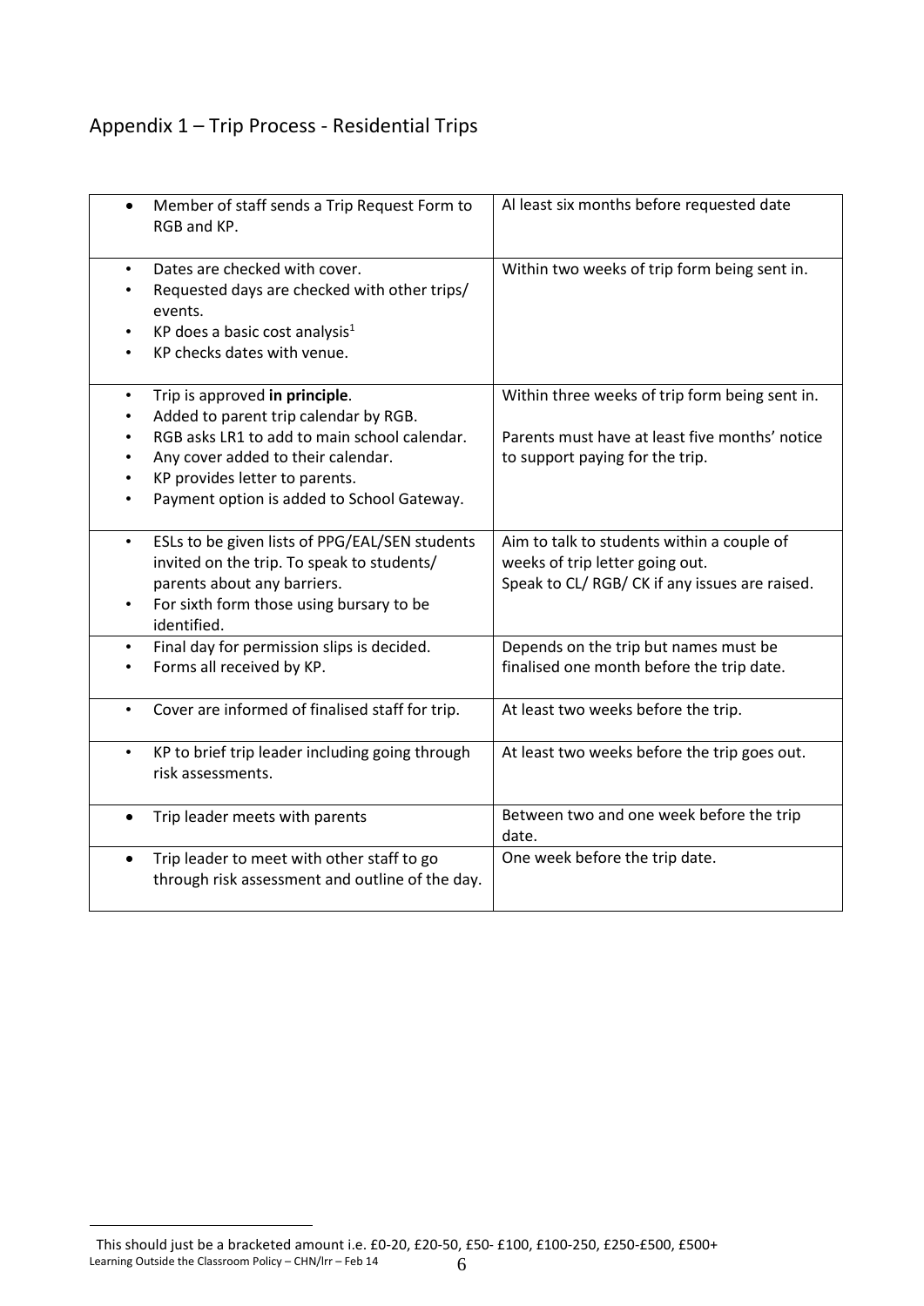## Appendix 1 – Trip Process - Residential Trips

| | |
|---|---|
| • Member of staff sends a Trip Request Form to RGB and KP. | Al least six months before requested date |
| • Dates are checked with cover.<br>• Requested days are checked with other trips/ events.<br>• KP does a basic cost analysis[1]<br>• KP checks dates with venue. | Within two weeks of trip form being sent in. |
| • Trip is approved **in principle**.<br>• Added to parent trip calendar by RGB.<br>• RGB asks LR1 to add to main school calendar.<br>• Any cover added to their calendar.<br>• KP provides letter to parents.<br>• Payment option is added to School Gateway. | Within three weeks of trip form being sent in.<br><br>Parents must have at least five months' notice to support paying for the trip. |
| • ESLs to be given lists of PPG/EAL/SEN students invited on the trip. To speak to students/ parents about any barriers.<br>• For sixth form those using bursary to be identified. | Aim to talk to students within a couple of weeks of trip letter going out.<br>Speak to CL/ RGB/ CK if any issues are raised. |
| • Final day for permission slips is decided.<br>• Forms all received by KP. | Depends on the trip but names must be finalised one month before the trip date. |
| • Cover are informed of finalised staff for trip. | At least two weeks before the trip. |
| • KP to brief trip leader including going through risk assessments. | At least two weeks before the trip goes out. |
| • Trip leader meets with parents | Between two and one week before the trip date. |
| • Trip leader to meet with other staff to go through risk assessment and outline of the day. | One week before the trip date. |

[1] This should just be a bracketed amount i.e. £0-20, £20-50, £50- £100, £100-250, £250-£500, £500+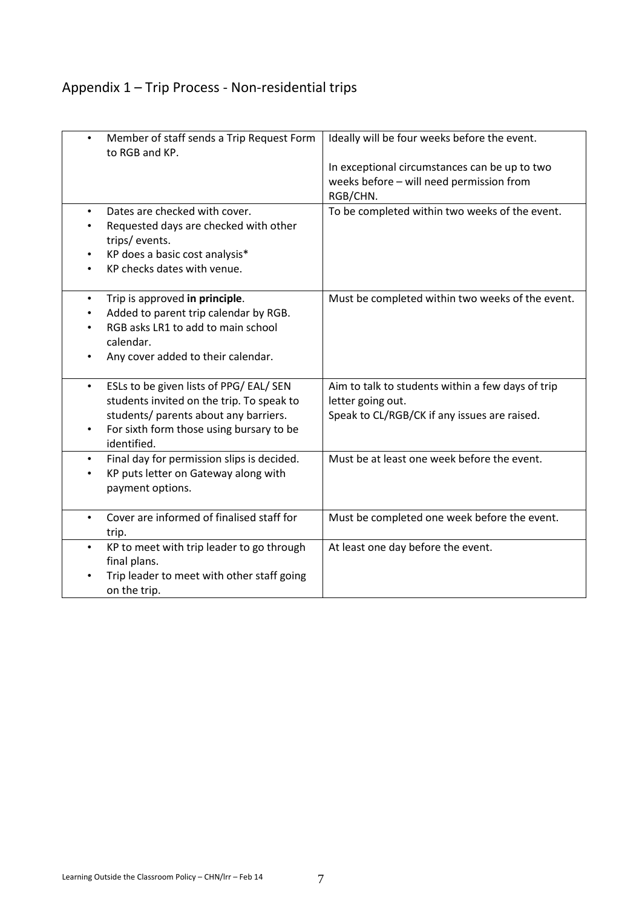## Appendix 1 – Trip Process - Non-residential trips

| | |
|---|---|
| • Member of staff sends a Trip Request Form to RGB and KP. | Ideally will be four weeks before the event.<br><br>In exceptional circumstances can be up to two weeks before – will need permission from RGB/CHN. |
| • Dates are checked with cover.<br>• Requested days are checked with other trips/ events.<br>• KP does a basic cost analysis*<br>• KP checks dates with venue. | To be completed within two weeks of the event. |
| • Trip is approved **in principle**.<br>• Added to parent trip calendar by RGB.<br>• RGB asks LR1 to add to main school calendar.<br>• Any cover added to their calendar. | Must be completed within two weeks of the event. |
| • ESLs to be given lists of PPG/ EAL/ SEN students invited on the trip. To speak to students/ parents about any barriers.<br>• For sixth form those using bursary to be identified. | Aim to talk to students within a few days of trip letter going out.<br>Speak to CL/RGB/CK if any issues are raised. |
| • Final day for permission slips is decided.<br>• KP puts letter on Gateway along with payment options. | Must be at least one week before the event. |
| • Cover are informed of finalised staff for trip. | Must be completed one week before the event. |
| • KP to meet with trip leader to go through final plans.<br>• Trip leader to meet with other staff going on the trip. | At least one day before the event. |